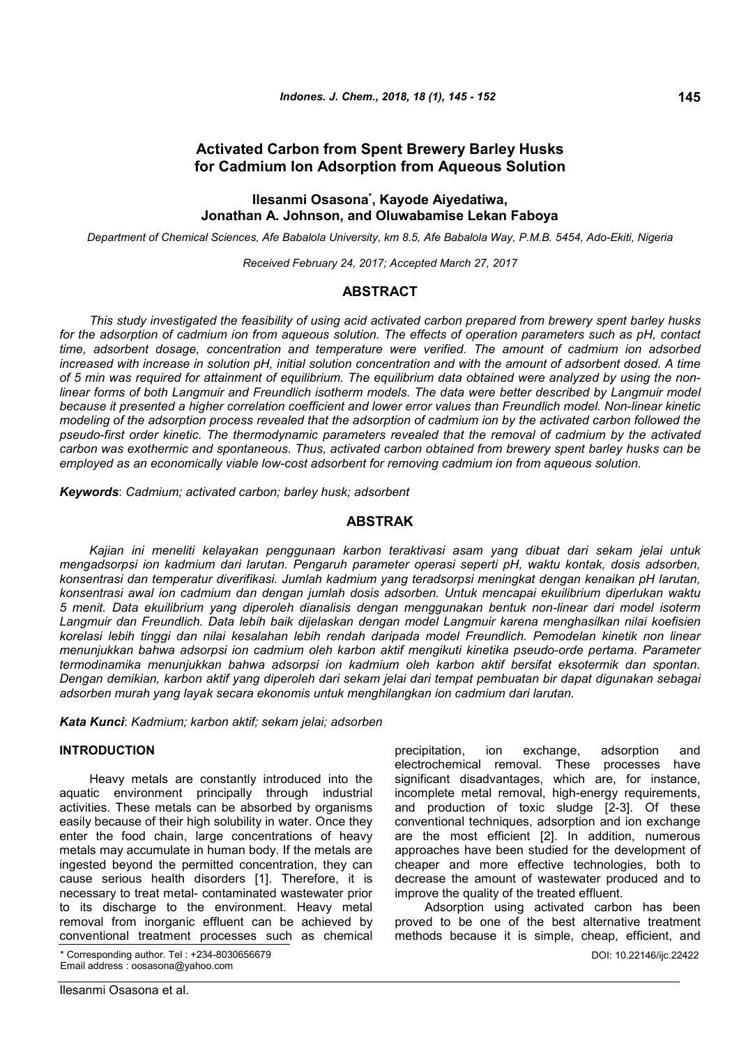# Activated Carbon from Spent Brewery Barley Husks for Cadmium Ion Adsorption from Aqueous Solution

**Ilesanmi Osasona*, Kayode Aiyedatiwa, Jonathan A. Johnson, and Oluwabamise Lekan Faboya**

*Department of Chemical Sciences, Afe Babalola University, km 8.5, Afe Babalola Way, P.M.B. 5454, Ado-Ekiti, Nigeria*

*Received February 24, 2017; Accepted March 27, 2017*

## ABSTRACT

*This study investigated the feasibility of using acid activated carbon prepared from brewery spent barley husks for the adsorption of cadmium ion from aqueous solution. The effects of operation parameters such as pH, contact time, adsorbent dosage, concentration and temperature were verified. The amount of cadmium ion adsorbed increased with increase in solution pH, initial solution concentration and with the amount of adsorbent dosed. A time of 5 min was required for attainment of equilibrium. The equilibrium data obtained were analyzed by using the non-linear forms of both Langmuir and Freundlich isotherm models. The data were better described by Langmuir model because it presented a higher correlation coefficient and lower error values than Freundlich model. Non-linear kinetic modeling of the adsorption process revealed that the adsorption of cadmium ion by the activated carbon followed the pseudo-first order kinetic. The thermodynamic parameters revealed that the removal of cadmium by the activated carbon was exothermic and spontaneous. Thus, activated carbon obtained from brewery spent barley husks can be employed as an economically viable low-cost adsorbent for removing cadmium ion from aqueous solution.*

***Keywords***: *Cadmium; activated carbon; barley husk; adsorbent*

## ABSTRAK

*Kajian ini meneliti kelayakan penggunaan karbon teraktivasi asam yang dibuat dari sekam jelai untuk mengadsorpsi ion kadmium dari larutan. Pengaruh parameter operasi seperti pH, waktu kontak, dosis adsorben, konsentrasi dan temperatur diverifikasi. Jumlah kadmium yang teradsorpsi meningkat dengan kenaikan pH larutan, konsentrasi awal ion cadmium dan dengan jumlah dosis adsorben. Untuk mencapai ekuilibrium diperlukan waktu 5 menit. Data ekuilibrium yang diperoleh dianalisis dengan menggunakan bentuk non-linear dari model isoterm Langmuir dan Freundlich. Data lebih baik dijelaskan dengan model Langmuir karena menghasilkan nilai koefisien korelasi lebih tinggi dan nilai kesalahan lebih rendah daripada model Freundlich. Pemodelan kinetik non linear menunjukkan bahwa adsorpsi ion cadmium oleh karbon aktif mengikuti kinetika pseudo-orde pertama. Parameter termodinamika menunjukkan bahwa adsorpsi ion kadmium oleh karbon aktif bersifat eksotermik dan spontan. Dengan demikian, karbon aktif yang diperoleh dari sekam jelai dari tempat pembuatan bir dapat digunakan sebagai adsorben murah yang layak secara ekonomis untuk menghilangkan ion cadmium dari larutan.*

***Kata Kunci***: *Kadmium; karbon aktif; sekam jelai; adsorben*

## INTRODUCTION

Heavy metals are constantly introduced into the aquatic environment principally through industrial activities. These metals can be absorbed by organisms easily because of their high solubility in water. Once they enter the food chain, large concentrations of heavy metals may accumulate in human body. If the metals are ingested beyond the permitted concentration, they can cause serious health disorders [1]. Therefore, it is necessary to treat metal- contaminated wastewater prior to its discharge to the environment. Heavy metal removal from inorganic effluent can be achieved by conventional treatment processes such as chemical precipitation, ion exchange, adsorption and electrochemical removal. These processes have significant disadvantages, which are, for instance, incomplete metal removal, high-energy requirements, and production of toxic sludge [2-3]. Of these conventional techniques, adsorption and ion exchange are the most efficient [2]. In addition, numerous approaches have been studied for the development of cheaper and more effective technologies, both to decrease the amount of wastewater produced and to improve the quality of the treated effluent.

Adsorption using activated carbon has been proved to be one of the best alternative treatment methods because it is simple, cheap, efficient, and

\* Corresponding author. Tel : +234-8030656679
Email address : oosasona@yahoo.com

DOI: 10.22146/ijc.22422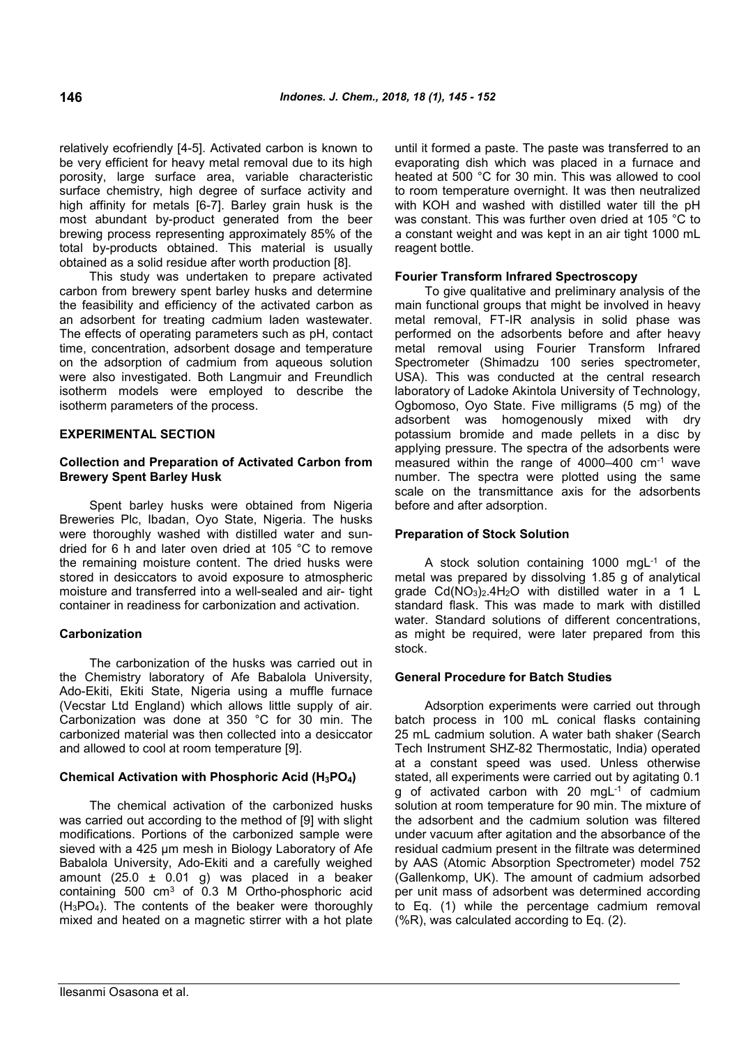relatively ecofriendly [4-5]. Activated carbon is known to be very efficient for heavy metal removal due to its high porosity, large surface area, variable characteristic surface chemistry, high degree of surface activity and high affinity for metals [6-7]. Barley grain husk is the most abundant by-product generated from the beer brewing process representing approximately 85% of the total by-products obtained. This material is usually obtained as a solid residue after worth production [8].

This study was undertaken to prepare activated carbon from brewery spent barley husks and determine the feasibility and efficiency of the activated carbon as an adsorbent for treating cadmium laden wastewater. The effects of operating parameters such as pH, contact time, concentration, adsorbent dosage and temperature on the adsorption of cadmium from aqueous solution were also investigated. Both Langmuir and Freundlich isotherm models were employed to describe the isotherm parameters of the process.

## EXPERIMENTAL SECTION

### Collection and Preparation of Activated Carbon from Brewery Spent Barley Husk

Spent barley husks were obtained from Nigeria Breweries Plc, Ibadan, Oyo State, Nigeria. The husks were thoroughly washed with distilled water and sun-dried for 6 h and later oven dried at 105 °C to remove the remaining moisture content. The dried husks were stored in desiccators to avoid exposure to atmospheric moisture and transferred into a well-sealed and air- tight container in readiness for carbonization and activation.

### Carbonization

The carbonization of the husks was carried out in the Chemistry laboratory of Afe Babalola University, Ado-Ekiti, Ekiti State, Nigeria using a muffle furnace (Vecstar Ltd England) which allows little supply of air. Carbonization was done at 350 °C for 30 min. The carbonized material was then collected into a desiccator and allowed to cool at room temperature [9].

### Chemical Activation with Phosphoric Acid ($H_3PO_4$)

The chemical activation of the carbonized husks was carried out according to the method of [9] with slight modifications. Portions of the carbonized sample were sieved with a 425 µm mesh in Biology Laboratory of Afe Babalola University, Ado-Ekiti and a carefully weighed amount (25.0 ± 0.01 g) was placed in a beaker containing 500 cm$^3$ of 0.3 M Ortho-phosphoric acid ($H_3PO_4$). The contents of the beaker were thoroughly mixed and heated on a magnetic stirrer with a hot plate until it formed a paste. The paste was transferred to an evaporating dish which was placed in a furnace and heated at 500 °C for 30 min. This was allowed to cool to room temperature overnight. It was then neutralized with KOH and washed with distilled water till the pH was constant. This was further oven dried at 105 °C to a constant weight and was kept in an air tight 1000 mL reagent bottle.

### Fourier Transform Infrared Spectroscopy

To give qualitative and preliminary analysis of the main functional groups that might be involved in heavy metal removal, FT-IR analysis in solid phase was performed on the adsorbents before and after heavy metal removal using Fourier Transform Infrared Spectrometer (Shimadzu 100 series spectrometer, USA). This was conducted at the central research laboratory of Ladoke Akintola University of Technology, Ogbomoso, Oyo State. Five milligrams (5 mg) of the adsorbent was homogenously mixed with dry potassium bromide and made pellets in a disc by applying pressure. The spectra of the adsorbents were measured within the range of 4000–400 cm$^{-1}$ wave number. The spectra were plotted using the same scale on the transmittance axis for the adsorbents before and after adsorption.

### Preparation of Stock Solution

A stock solution containing 1000 mgL$^{-1}$ of the metal was prepared by dissolving 1.85 g of analytical grade $Cd(NO_3)_2.4H_2O$ with distilled water in a 1 L standard flask. This was made to mark with distilled water. Standard solutions of different concentrations, as might be required, were later prepared from this stock.

### General Procedure for Batch Studies

Adsorption experiments were carried out through batch process in 100 mL conical flasks containing 25 mL cadmium solution. A water bath shaker (Search Tech Instrument SHZ-82 Thermostatic, India) operated at a constant speed was used. Unless otherwise stated, all experiments were carried out by agitating 0.1 g of activated carbon with 20 mgL$^{-1}$ of cadmium solution at room temperature for 90 min. The mixture of the adsorbent and the cadmium solution was filtered under vacuum after agitation and the absorbance of the residual cadmium present in the filtrate was determined by AAS (Atomic Absorption Spectrometer) model 752 (Gallenkomp, UK). The amount of cadmium adsorbed per unit mass of adsorbent was determined according to Eq. (1) while the percentage cadmium removal (%R), was calculated according to Eq. (2).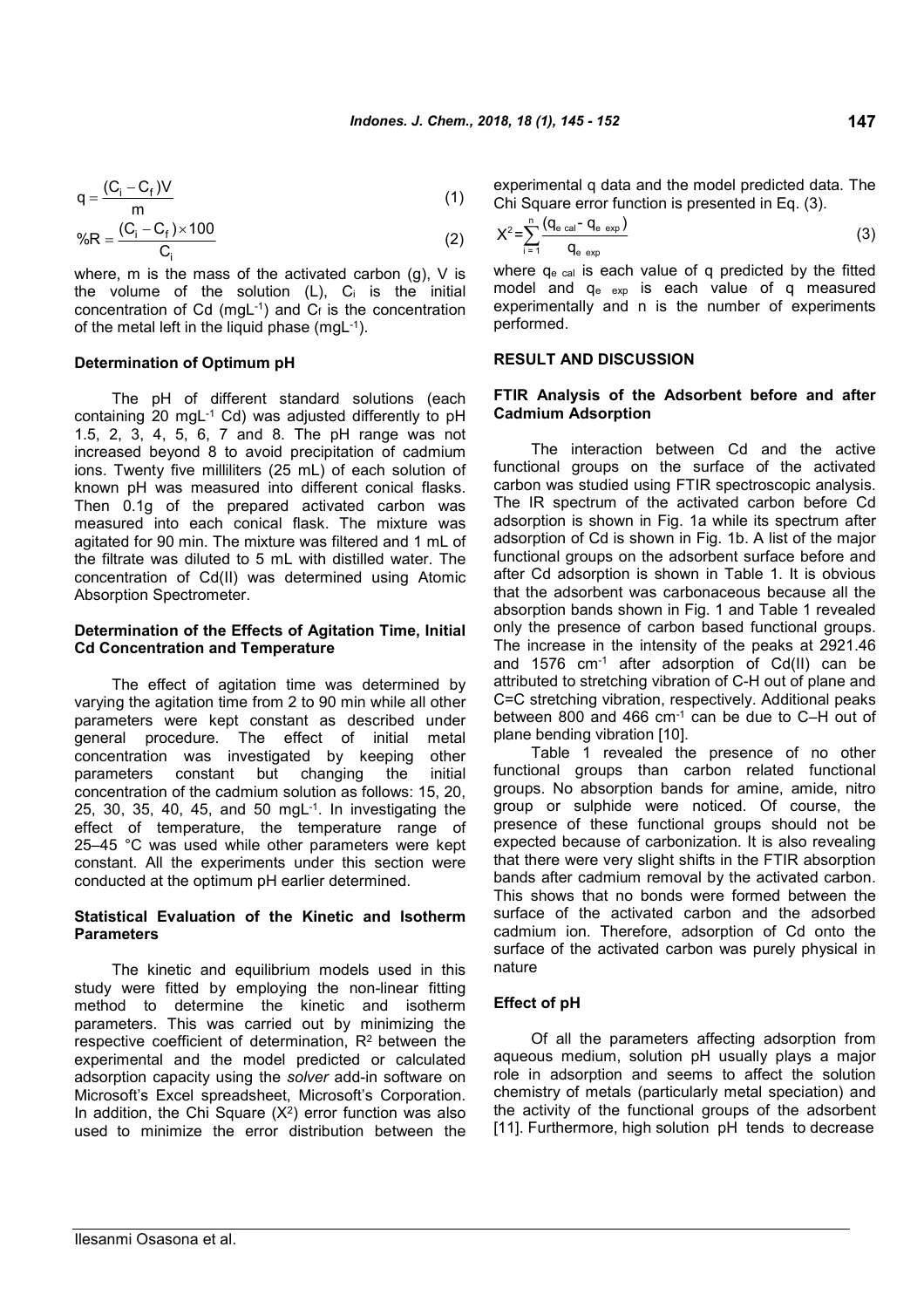$$q = \frac{(C_i - C_f)V}{m} \quad (1)$$

$$\%R = \frac{(C_i - C_f) \times 100}{C_i} \quad (2)$$

where, m is the mass of the activated carbon (g), V is the volume of the solution (L), $C_i$ is the initial concentration of Cd (mgL$^{-1}$) and $C_f$ is the concentration of the metal left in the liquid phase (mgL$^{-1}$).

### Determination of Optimum pH

The pH of different standard solutions (each containing 20 mgL$^{-1}$ Cd) was adjusted differently to pH 1.5, 2, 3, 4, 5, 6, 7 and 8. The pH range was not increased beyond 8 to avoid precipitation of cadmium ions. Twenty five milliliters (25 mL) of each solution of known pH was measured into different conical flasks. Then 0.1g of the prepared activated carbon was measured into each conical flask. The mixture was agitated for 90 min. The mixture was filtered and 1 mL of the filtrate was diluted to 5 mL with distilled water. The concentration of Cd(II) was determined using Atomic Absorption Spectrometer.

### Determination of the Effects of Agitation Time, Initial Cd Concentration and Temperature

The effect of agitation time was determined by varying the agitation time from 2 to 90 min while all other parameters were kept constant as described under general procedure. The effect of initial metal concentration was investigated by keeping other parameters constant but changing the initial concentration of the cadmium solution as follows: 15, 20, 25, 30, 35, 40, 45, and 50 mgL$^{-1}$. In investigating the effect of temperature, the temperature range of 25–45 °C was used while other parameters were kept constant. All the experiments under this section were conducted at the optimum pH earlier determined.

### Statistical Evaluation of the Kinetic and Isotherm Parameters

The kinetic and equilibrium models used in this study were fitted by employing the non-linear fitting method to determine the kinetic and isotherm parameters. This was carried out by minimizing the respective coefficient of determination, $R^2$ between the experimental and the model predicted or calculated adsorption capacity using the *solver* add-in software on Microsoft's Excel spreadsheet, Microsoft's Corporation. In addition, the Chi Square ($X^2$) error function was also used to minimize the error distribution between the experimental q data and the model predicted data. The Chi Square error function is presented in Eq. (3).

$$X^2 = \sum_{i=1}^{n} \frac{(q_{e\ cal} - q_{e\ exp})}{q_{e\ exp}} \quad (3)$$

where $q_{e\ cal}$ is each value of q predicted by the fitted model and $q_{e\ exp}$ is each value of q measured experimentally and n is the number of experiments performed.

## RESULT AND DISCUSSION

### FTIR Analysis of the Adsorbent before and after Cadmium Adsorption

The interaction between Cd and the active functional groups on the surface of the activated carbon was studied using FTIR spectroscopic analysis. The IR spectrum of the activated carbon before Cd adsorption is shown in Fig. 1a while its spectrum after adsorption of Cd is shown in Fig. 1b. A list of the major functional groups on the adsorbent surface before and after Cd adsorption is shown in Table 1. It is obvious that the adsorbent was carbonaceous because all the absorption bands shown in Fig. 1 and Table 1 revealed only the presence of carbon based functional groups. The increase in the intensity of the peaks at 2921.46 and 1576 cm$^{-1}$ after adsorption of Cd(II) can be attributed to stretching vibration of C-H out of plane and C=C stretching vibration, respectively. Additional peaks between 800 and 466 cm$^{-1}$ can be due to C–H out of plane bending vibration [10].

Table 1 revealed the presence of no other functional groups than carbon related functional groups. No absorption bands for amine, amide, nitro group or sulphide were noticed. Of course, the presence of these functional groups should not be expected because of carbonization. It is also revealing that there were very slight shifts in the FTIR absorption bands after cadmium removal by the activated carbon. This shows that no bonds were formed between the surface of the activated carbon and the adsorbed cadmium ion. Therefore, adsorption of Cd onto the surface of the activated carbon was purely physical in nature

### Effect of pH

Of all the parameters affecting adsorption from aqueous medium, solution pH usually plays a major role in adsorption and seems to affect the solution chemistry of metals (particularly metal speciation) and the activity of the functional groups of the adsorbent [11]. Furthermore, high solution pH tends to decrease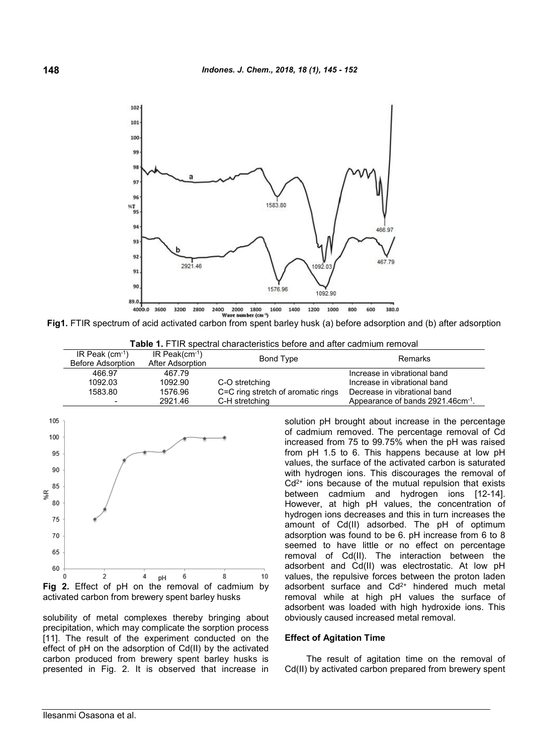Fig1. FTIR spectrum of acid activated carbon from spent barley husk (a) before adsorption and (b) after adsorption

**Table 1.** FTIR spectral characteristics before and after cadmium removal

| IR Peak ($cm^{-1}$) Before Adsorption | IR Peak($cm^{-1}$) After Adsorption | Bond Type | Remarks |
|---|---|---|---|
| 466.97 | 467.79 | | Increase in vibrational band |
| 1092.03 | 1092.90 | C-O stretching | Increase in vibrational band |
| 1583.80 | 1576.96 | C=C ring stretch of aromatic rings | Decrease in vibrational band |
| - | 2921.46 | C-H stretching | Appearance of bands 2921.46$cm^{-1}$. |

Fig 2. Effect of pH on the removal of cadmium by activated carbon from brewery spent barley husks

solubility of metal complexes thereby bringing about precipitation, which may complicate the sorption process [11]. The result of the experiment conducted on the effect of pH on the adsorption of Cd(II) by the activated carbon produced from brewery spent barley husks is presented in Fig. 2. It is observed that increase in solution pH brought about increase in the percentage of cadmium removed. The percentage removal of Cd increased from 75 to 99.75% when the pH was raised from pH 1.5 to 6. This happens because at low pH values, the surface of the activated carbon is saturated with hydrogen ions. This discourages the removal of $Cd^{2+}$ ions because of the mutual repulsion that exists between cadmium and hydrogen ions [12-14]. However, at high pH values, the concentration of hydrogen ions decreases and this in turn increases the amount of Cd(II) adsorbed. The pH of optimum adsorption was found to be 6. pH increase from 6 to 8 seemed to have little or no effect on percentage removal of Cd(II). The interaction between the adsorbent and Cd(II) was electrostatic. At low pH values, the repulsive forces between the proton laden adsorbent surface and $Cd^{2+}$ hindered much metal removal while at high pH values the surface of adsorbent was loaded with high hydroxide ions. This obviously caused increased metal removal.

### Effect of Agitation Time

The result of agitation time on the removal of Cd(II) by activated carbon prepared from brewery spent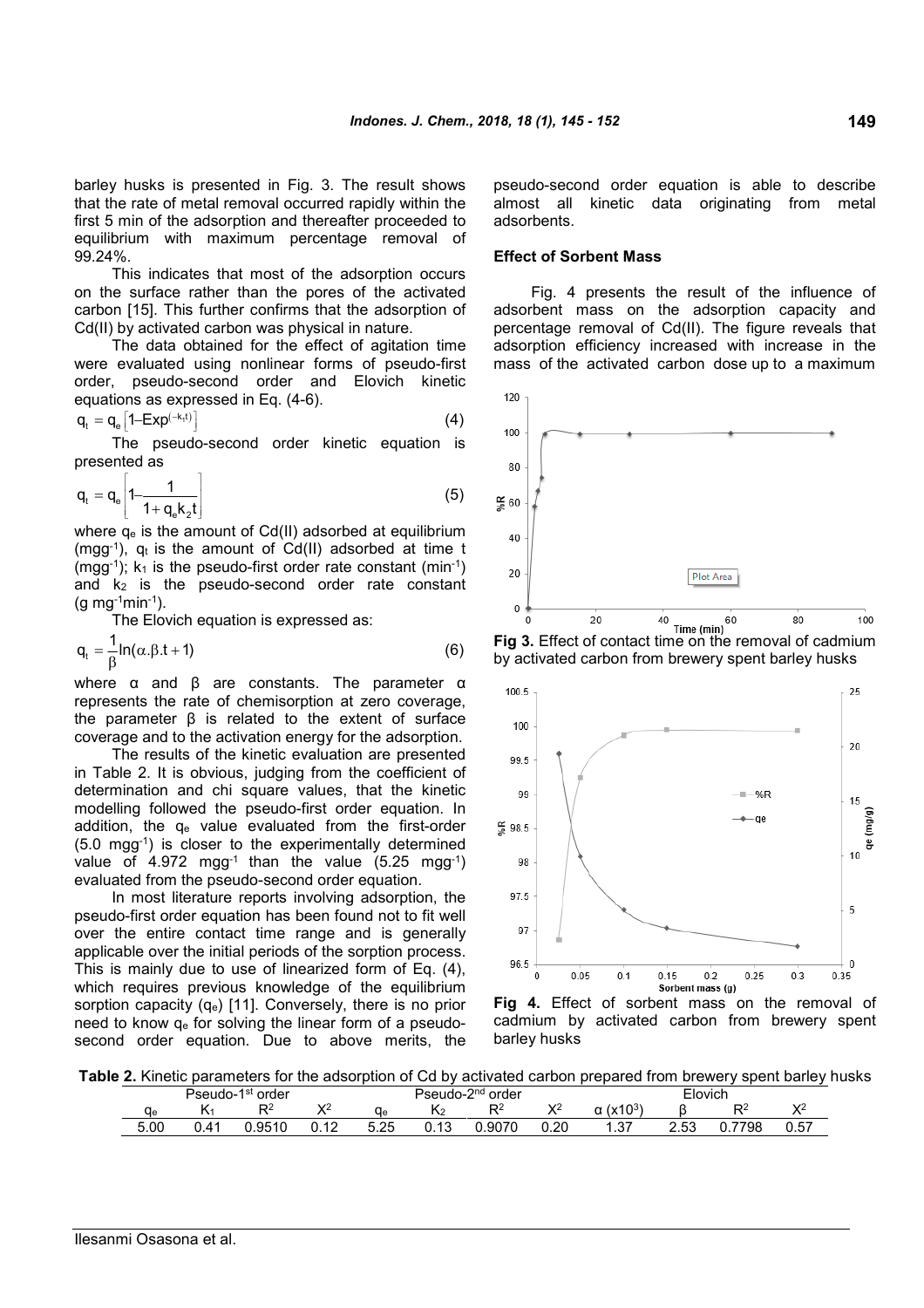barley husks is presented in Fig. 3. The result shows that the rate of metal removal occurred rapidly within the first 5 min of the adsorption and thereafter proceeded to equilibrium with maximum percentage removal of 99.24%.

This indicates that most of the adsorption occurs on the surface rather than the pores of the activated carbon [15]. This further confirms that the adsorption of Cd(II) by activated carbon was physical in nature.

The data obtained for the effect of agitation time were evaluated using nonlinear forms of pseudo-first order, pseudo-second order and Elovich kinetic equations as expressed in Eq. (4-6).

$$q_t = q_e\left[1 - \mathrm{Exp}^{(-k_1 t)}\right] \tag{4}$$

The pseudo-second order kinetic equation is presented as

$$q_t = q_e\left[1 - \frac{1}{1 + q_e k_2 t}\right] \tag{5}$$

where $q_e$ is the amount of Cd(II) adsorbed at equilibrium ($mgg^{-1}$), $q_t$ is the amount of Cd(II) adsorbed at time t ($mgg^{-1}$); $k_1$ is the pseudo-first order rate constant ($min^{-1}$) and $k_2$ is the pseudo-second order rate constant ($g\ mg^{-1}min^{-1}$).

The Elovich equation is expressed as:

$$q_t = \frac{1}{\beta}\ln(\alpha.\beta.t + 1) \tag{6}$$

where α and β are constants. The parameter α represents the rate of chemisorption at zero coverage, the parameter β is related to the extent of surface coverage and to the activation energy for the adsorption.

The results of the kinetic evaluation are presented in Table 2. It is obvious, judging from the coefficient of determination and chi square values, that the kinetic modelling followed the pseudo-first order equation. In addition, the $q_e$ value evaluated from the first-order (5.0 $mgg^{-1}$) is closer to the experimentally determined value of 4.972 $mgg^{-1}$ than the value (5.25 $mgg^{-1}$) evaluated from the pseudo-second order equation.

In most literature reports involving adsorption, the pseudo-first order equation has been found not to fit well over the entire contact time range and is generally applicable over the initial periods of the sorption process. This is mainly due to use of linearized form of Eq. (4), which requires previous knowledge of the equilibrium sorption capacity ($q_e$) [11]. Conversely, there is no prior need to know $q_e$ for solving the linear form of a pseudo-second order equation. Due to above merits, the pseudo-second order equation is able to describe almost all kinetic data originating from metal adsorbents.

### Effect of Sorbent Mass

Fig. 4 presents the result of the influence of adsorbent mass on the adsorption capacity and percentage removal of Cd(II). The figure reveals that adsorption efficiency increased with increase in the mass of the activated carbon dose up to a maximum

**Fig 3.** Effect of contact time on the removal of cadmium by activated carbon from brewery spent barley husks

**Fig 4.** Effect of sorbent mass on the removal of cadmium by activated carbon from brewery spent barley husks

**Table 2.** Kinetic parameters for the adsorption of Cd by activated carbon prepared from brewery spent barley husks

| Pseudo-1st order | | | | Pseudo-2nd order | | | | Elovich | | | |
|---|---|---|---|---|---|---|---|---|---|---|---|
| $q_e$ | $K_1$ | $R^2$ | $X^2$ | $q_e$ | $K_2$ | $R^2$ | $X^2$ | α ($x10^3$) | β | $R^2$ | $X^2$ |
| 5.00 | 0.41 | 0.9510 | 0.12 | 5.25 | 0.13 | 0.9070 | 0.20 | 1.37 | 2.53 | 0.7798 | 0.57 |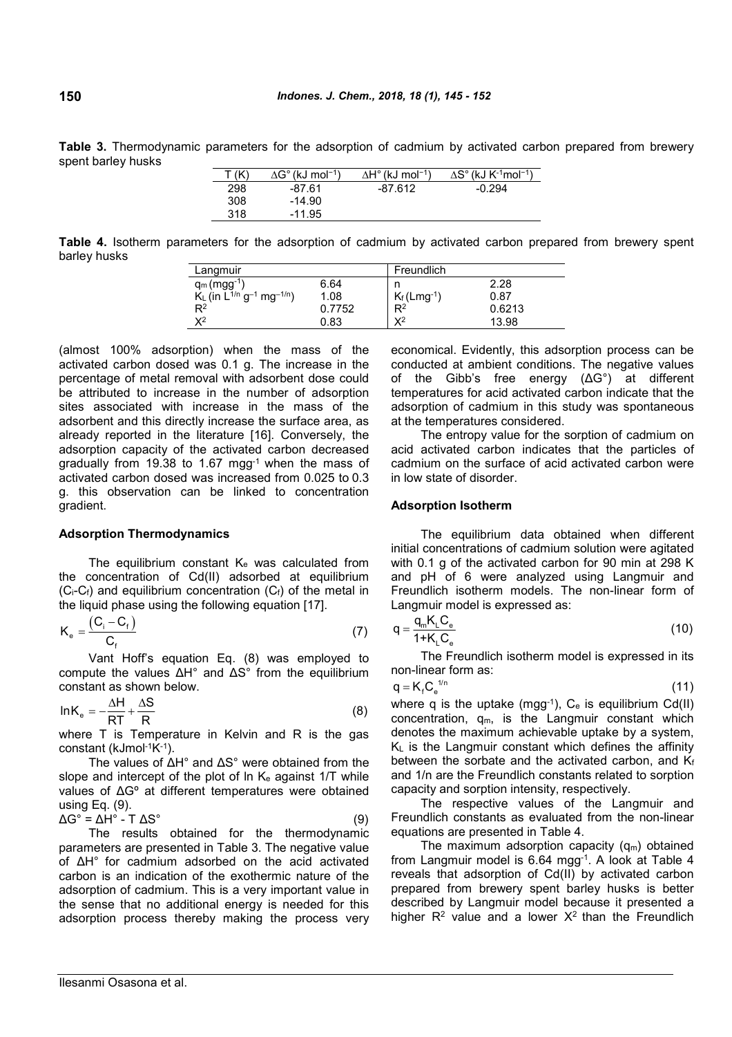**Table 3.** Thermodynamic parameters for the adsorption of cadmium by activated carbon prepared from brewery spent barley husks

| T (K) | $\Delta G°$ (kJ mol$^{-1}$) | $\Delta H°$ (kJ mol$^{-1}$) | $\Delta S°$ (kJ K$^{-1}$mol$^{-1}$) |
|---|---|---|---|
| 298 | -87.61 | -87.612 | -0.294 |
| 308 | -14.90 | | |
| 318 | -11.95 | | |

**Table 4.** Isotherm parameters for the adsorption of cadmium by activated carbon prepared from brewery spent barley husks

| Langmuir | | Freundlich | |
|---|---|---|---|
| $q_m$ (mgg$^{-1}$) | 6.64 | n | 2.28 |
| $K_L$ (in $L^{1/n}$ $g^{-1}$ $mg^{-1/n}$) | 1.08 | $K_f$ (Lmg$^{-1}$) | 0.87 |
| $R^2$ | 0.7752 | $R^2$ | 0.6213 |
| $X^2$ | 0.83 | $X^2$ | 13.98 |

(almost 100% adsorption) when the mass of the activated carbon dosed was 0.1 g. The increase in the percentage of metal removal with adsorbent dose could be attributed to increase in the number of adsorption sites associated with increase in the mass of the adsorbent and this directly increase the surface area, as already reported in the literature [16]. Conversely, the adsorption capacity of the activated carbon decreased gradually from 19.38 to 1.67 mgg$^{-1}$ when the mass of activated carbon dosed was increased from 0.025 to 0.3 g. this observation can be linked to concentration gradient.

### Adsorption Thermodynamics

The equilibrium constant $K_e$ was calculated from the concentration of Cd(II) adsorbed at equilibrium ($C_i$-$C_f$) and equilibrium concentration ($C_f$) of the metal in the liquid phase using the following equation [17].

$$K_e = \frac{(C_i - C_f)}{C_f} \tag{7}$$

Vant Hoff's equation Eq. (8) was employed to compute the values ΔH° and ΔS° from the equilibrium constant as shown below.

$$\ln K_e = -\frac{\Delta H}{RT} + \frac{\Delta S}{R} \tag{8}$$

where T is Temperature in Kelvin and R is the gas constant (kJmol$^{-1}$K$^{-1}$).

The values of ΔH° and ΔS° were obtained from the slope and intercept of the plot of ln $K_e$ against 1/T while values of ΔGº at different temperatures were obtained using Eq. (9).

$$\Delta G° = \Delta H° - T\,\Delta S° \tag{9}$$

The results obtained for the thermodynamic parameters are presented in Table 3. The negative value of ΔH° for cadmium adsorbed on the acid activated carbon is an indication of the exothermic nature of the adsorption of cadmium. This is a very important value in the sense that no additional energy is needed for this adsorption process thereby making the process very economical. Evidently, this adsorption process can be conducted at ambient conditions. The negative values of the Gibb's free energy (ΔG°) at different temperatures for acid activated carbon indicate that the adsorption of cadmium in this study was spontaneous at the temperatures considered.

The entropy value for the sorption of cadmium on acid activated carbon indicates that the particles of cadmium on the surface of acid activated carbon were in low state of disorder.

### Adsorption Isotherm

The equilibrium data obtained when different initial concentrations of cadmium solution were agitated with 0.1 g of the activated carbon for 90 min at 298 K and pH of 6 were analyzed using Langmuir and Freundlich isotherm models. The non-linear form of Langmuir model is expressed as:

$$q = \frac{q_m K_L C_e}{1 + K_L C_e} \tag{10}$$

The Freundlich isotherm model is expressed in its non-linear form as:

$$q = K_f C_e^{1/n} \tag{11}$$

where q is the uptake (mgg$^{-1}$), $C_e$ is equilibrium Cd(II) concentration, $q_m$, is the Langmuir constant which denotes the maximum achievable uptake by a system, $K_L$ is the Langmuir constant which defines the affinity between the sorbate and the activated carbon, and $K_f$ and 1/n are the Freundlich constants related to sorption capacity and sorption intensity, respectively.

The respective values of the Langmuir and Freundlich constants as evaluated from the non-linear equations are presented in Table 4.

The maximum adsorption capacity ($q_m$) obtained from Langmuir model is 6.64 mgg$^{-1}$. A look at Table 4 reveals that adsorption of Cd(II) by activated carbon prepared from brewery spent barley husks is better described by Langmuir model because it presented a higher $R^2$ value and a lower $X^2$ than the Freundlich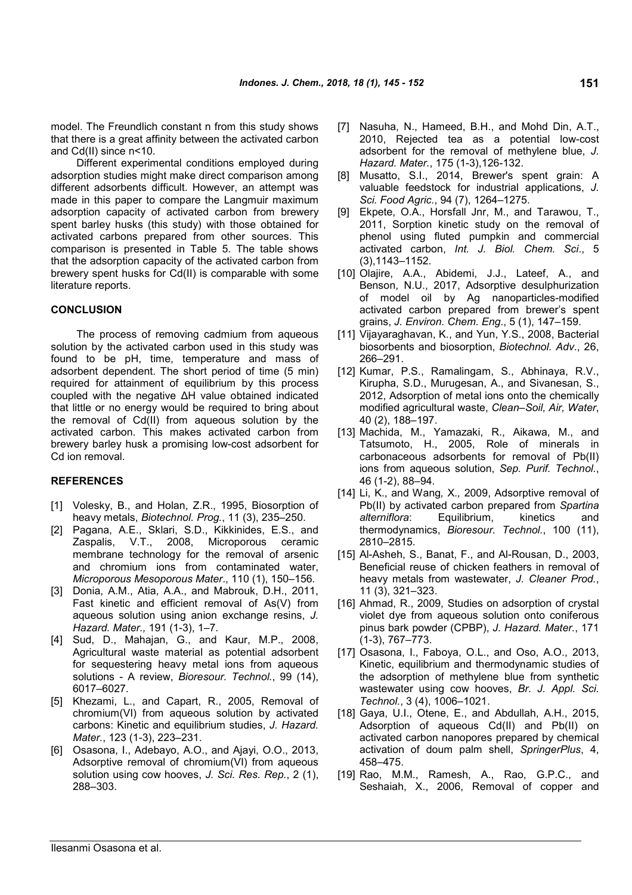model. The Freundlich constant n from this study shows that there is a great affinity between the activated carbon and Cd(II) since n<10.

Different experimental conditions employed during adsorption studies might make direct comparison among different adsorbents difficult. However, an attempt was made in this paper to compare the Langmuir maximum adsorption capacity of activated carbon from brewery spent barley husks (this study) with those obtained for activated carbons prepared from other sources. This comparison is presented in Table 5. The table shows that the adsorption capacity of the activated carbon from brewery spent husks for Cd(II) is comparable with some literature reports.

## CONCLUSION

The process of removing cadmium from aqueous solution by the activated carbon used in this study was found to be pH, time, temperature and mass of adsorbent dependent. The short period of time (5 min) required for attainment of equilibrium by this process coupled with the negative ΔH value obtained indicated that little or no energy would be required to bring about the removal of Cd(II) from aqueous solution by the activated carbon. This makes activated carbon from brewery barley husk a promising low-cost adsorbent for Cd ion removal.

## REFERENCES

[1] Volesky, B., and Holan, Z.R., 1995, Biosorption of heavy metals, *Biotechnol. Prog.*, 11 (3), 235–250.

[2] Pagana, A.E., Sklari, S.D., Kikkinides, E.S., and Zaspalis, V.T., 2008, Microporous ceramic membrane technology for the removal of arsenic and chromium ions from contaminated water, *Microporous Mesoporous Mater*., 110 (1), 150–156.

[3] Donia, A.M., Atia, A.A., and Mabrouk, D.H., 2011, Fast kinetic and efficient removal of As(V) from aqueous solution using anion exchange resins, *J. Hazard. Mater.,* 191 (1-3), 1–7.

[4] Sud, D., Mahajan, G., and Kaur, M.P., 2008, Agricultural waste material as potential adsorbent for sequestering heavy metal ions from aqueous solutions - A review, *Bioresour. Technol.*, 99 (14), 6017–6027.

[5] Khezami, L., and Capart, R., 2005, Removal of chromium(VI) from aqueous solution by activated carbons: Kinetic and equilibrium studies, *J. Hazard. Mater.*, 123 (1-3), 223–231.

[6] Osasona, I., Adebayo, A.O., and Ajayi, O.O., 2013, Adsorptive removal of chromium(VI) from aqueous solution using cow hooves, *J. Sci. Res. Rep.*, 2 (1), 288–303.

[7] Nasuha, N., Hameed, B.H., and Mohd Din, A.T., 2010, Rejected tea as a potential low-cost adsorbent for the removal of methylene blue, *J. Hazard. Mater.*, 175 (1-3),126-132.

[8] Musatto, S.I., 2014, Brewer's spent grain: A valuable feedstock for industrial applications, *J. Sci. Food Agric.*, 94 (7), 1264–1275.

[9] Ekpete, O.A., Horsfall Jnr, M., and Tarawou, T., 2011, Sorption kinetic study on the removal of phenol using fluted pumpkin and commercial activated carbon, *Int. J. Biol. Chem. Sci*., 5 (3),1143–1152.

[10] Olajire, A.A., Abidemi, J.J., Lateef, A., and Benson, N.U., 2017, Adsorptive desulphurization of model oil by Ag nanoparticles-modified activated carbon prepared from brewer's spent grains, *J. Environ. Chem. Eng*., 5 (1), 147–159.

[11] Vijayaraghavan, K., and Yun, Y.S., 2008, Bacterial biosorbents and biosorption, *Biotechnol. Adv*., 26, 266–291.

[12] Kumar, P.S., Ramalingam, S., Abhinaya, R.V., Kirupha, S.D., Murugesan, A., and Sivanesan, S., 2012, Adsorption of metal ions onto the chemically modified agricultural waste, *Clean–Soil, Air, Water*, 40 (2), 188–197.

[13] Machida, M., Yamazaki, R., Aikawa, M., and Tatsumoto, H., 2005, Role of minerals in carbonaceous adsorbents for removal of Pb(II) ions from aqueous solution, *Sep. Purif. Technol.*, 46 (1-2), 88–94.

[14] Li, K., and Wang, X., 2009, Adsorptive removal of Pb(II) by activated carbon prepared from *Spartina alterniflora*: Equilibrium, kinetics and thermodynamics, *Bioresour. Technol.*, 100 (11), 2810–2815.

[15] Al-Asheh, S., Banat, F., and Al-Rousan, D., 2003, Beneficial reuse of chicken feathers in removal of heavy metals from wastewater, *J. Cleaner Prod.*, 11 (3), 321–323.

[16] Ahmad, R., 2009, Studies on adsorption of crystal violet dye from aqueous solution onto coniferous pinus bark powder (CPBP), *J. Hazard. Mater.*, 171 (1-3), 767–773.

[17] Osasona, I., Faboya, O.L., and Oso, A.O., 2013, Kinetic, equilibrium and thermodynamic studies of the adsorption of methylene blue from synthetic wastewater using cow hooves, *Br. J. Appl. Sci. Technol.*, 3 (4), 1006–1021.

[18] Gaya, U.I., Otene, E., and Abdullah, A.H., 2015, Adsorption of aqueous Cd(II) and Pb(II) on activated carbon nanopores prepared by chemical activation of doum palm shell, *SpringerPlus*, 4, 458–475.

[19] Rao, M.M., Ramesh, A., Rao, G.P.C., and Seshaiah, X., 2006, Removal of copper and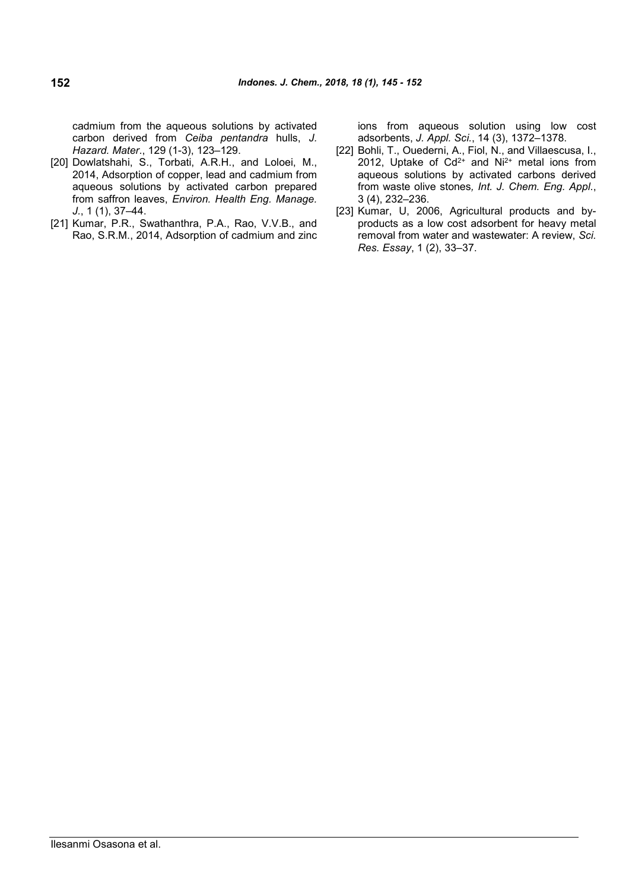cadmium from the aqueous solutions by activated carbon derived from *Ceiba pentandra* hulls, *J. Hazard. Mater*., 129 (1-3), 123–129.

[20] Dowlatshahi, S., Torbati, A.R.H., and Loloei, M., 2014, Adsorption of copper, lead and cadmium from aqueous solutions by activated carbon prepared from saffron leaves, *Environ. Health Eng. Manage. J.*, 1 (1), 37–44.

[21] Kumar, P.R., Swathanthra, P.A., Rao, V.V.B., and Rao, S.R.M., 2014, Adsorption of cadmium and zinc ions from aqueous solution using low cost adsorbents, *J. Appl. Sci.*, 14 (3), 1372–1378.

[22] Bohli, T., Ouederni, A., Fiol, N., and Villaescusa, I., 2012, Uptake of $Cd^{2+}$ and $Ni^{2+}$ metal ions from aqueous solutions by activated carbons derived from waste olive stones*, Int. J. Chem. Eng. Appl.*, 3 (4), 232–236.

[23] Kumar, U, 2006, Agricultural products and by-products as a low cost adsorbent for heavy metal removal from water and wastewater: A review, *Sci. Res. Essay*, 1 (2), 33–37.